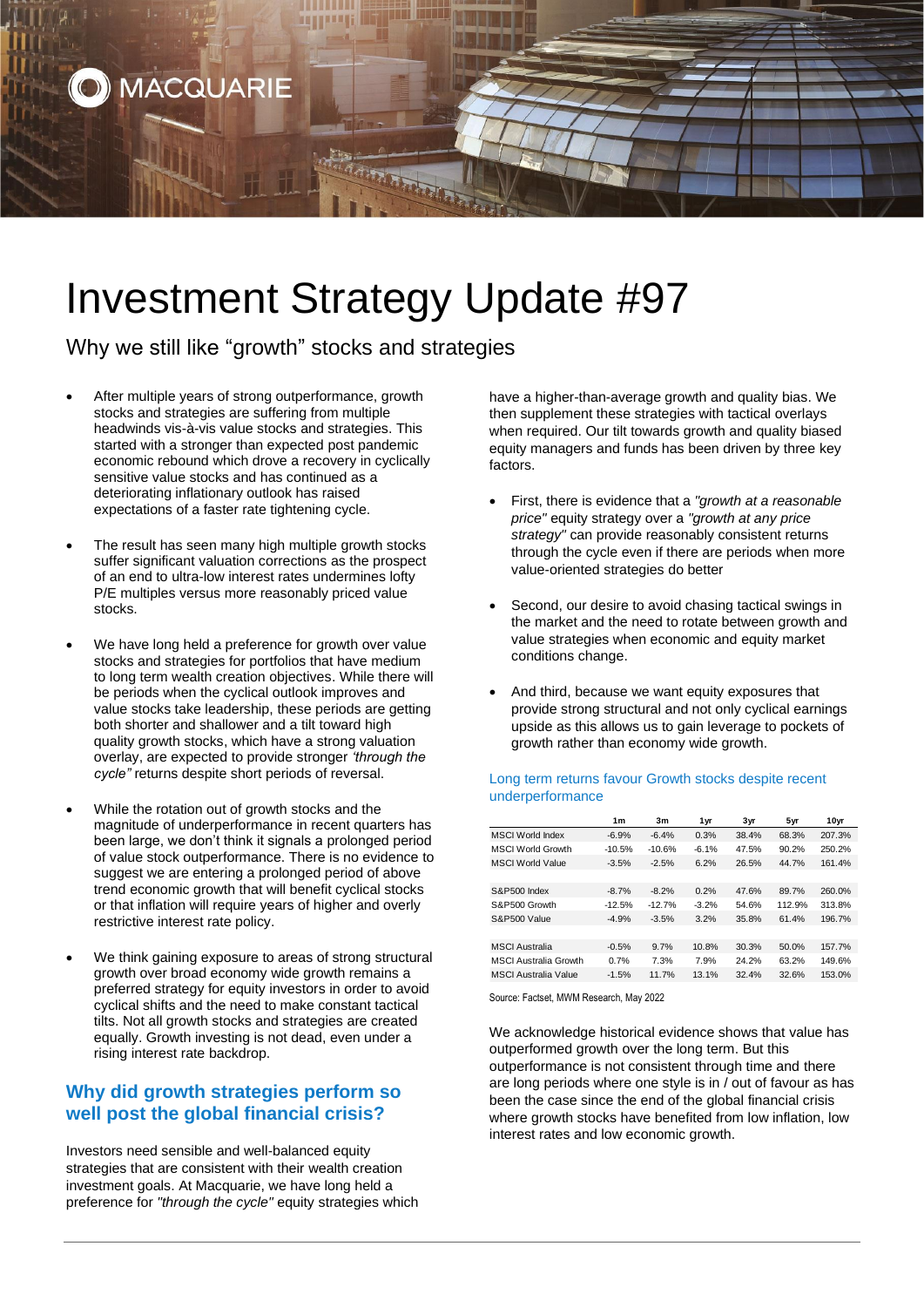# Investment Strategy Update #97

## Why we still like "growth" stocks and strategies

- After multiple years of strong outperformance, growth stocks and strategies are suffering from multiple headwinds vis-à-vis value stocks and strategies. This started with a stronger than expected post pandemic economic rebound which drove a recovery in cyclically sensitive value stocks and has continued as a deteriorating inflationary outlook has raised expectations of a faster rate tightening cycle.

- The result has seen many high multiple growth stocks suffer significant valuation corrections as the prospect of an end to ultra-low interest rates undermines lofty P/E multiples versus more reasonably priced value stocks.

- We have long held a preference for growth over value stocks and strategies for portfolios that have medium to long term wealth creation objectives. While there will be periods when the cyclical outlook improves and value stocks take leadership, these periods are getting both shorter and shallower and a tilt toward high quality growth stocks, which have a strong valuation overlay, are expected to provide stronger *'through the cycle"* returns despite short periods of reversal.

- While the rotation out of growth stocks and the magnitude of underperformance in recent quarters has been large, we don't think it signals a prolonged period of value stock outperformance. There is no evidence to suggest we are entering a prolonged period of above trend economic growth that will benefit cyclical stocks or that inflation will require years of higher and overly restrictive interest rate policy.

- We think gaining exposure to areas of strong structural growth over broad economy wide growth remains a preferred strategy for equity investors in order to avoid cyclical shifts and the need to make constant tactical tilts. Not all growth stocks and strategies are created equally. Growth investing is not dead, even under a rising interest rate backdrop.

## Why did growth strategies perform so well post the global financial crisis?

Investors need sensible and well-balanced equity strategies that are consistent with their wealth creation investment goals. At Macquarie, we have long held a preference for *"through the cycle"* equity strategies which have a higher-than-average growth and quality bias. We then supplement these strategies with tactical overlays when required. Our tilt towards growth and quality biased equity managers and funds has been driven by three key factors.

- First, there is evidence that a *"growth at a reasonable price"* equity strategy over a *"growth at any price strategy"* can provide reasonably consistent returns through the cycle even if there are periods when more value-oriented strategies do better

- Second, our desire to avoid chasing tactical swings in the market and the need to rotate between growth and value strategies when economic and equity market conditions change.

- And third, because we want equity exposures that provide strong structural and not only cyclical earnings upside as this allows us to gain leverage to pockets of growth rather than economy wide growth.

Long term returns favour Growth stocks despite recent underperformance

| | 1m | 3m | 1yr | 3yr | 5yr | 10yr |
|---|---|---|---|---|---|---|
| MSCI World Index | -6.9% | -6.4% | 0.3% | 38.4% | 68.3% | 207.3% |
| MSCI World Growth | -10.5% | -10.6% | -6.1% | 47.5% | 90.2% | 250.2% |
| MSCI World Value | -3.5% | -2.5% | 6.2% | 26.5% | 44.7% | 161.4% |
| | | | | | | |
| S&P500 Index | -8.7% | -8.2% | 0.2% | 47.6% | 89.7% | 260.0% |
| S&P500 Growth | -12.5% | -12.7% | -3.2% | 54.6% | 112.9% | 313.8% |
| S&P500 Value | -4.9% | -3.5% | 3.2% | 35.8% | 61.4% | 196.7% |
| | | | | | | |
| MSCI Australia | -0.5% | 9.7% | 10.8% | 30.3% | 50.0% | 157.7% |
| MSCI Australia Growth | 0.7% | 7.3% | 7.9% | 24.2% | 63.2% | 149.6% |
| MSCI Australia Value | -1.5% | 11.7% | 13.1% | 32.4% | 32.6% | 153.0% |

Source: Factset, MWM Research, May 2022

We acknowledge historical evidence shows that value has outperformed growth over the long term. But this outperformance is not consistent through time and there are long periods where one style is in / out of favour as has been the case since the end of the global financial crisis where growth stocks have benefited from low inflation, low interest rates and low economic growth.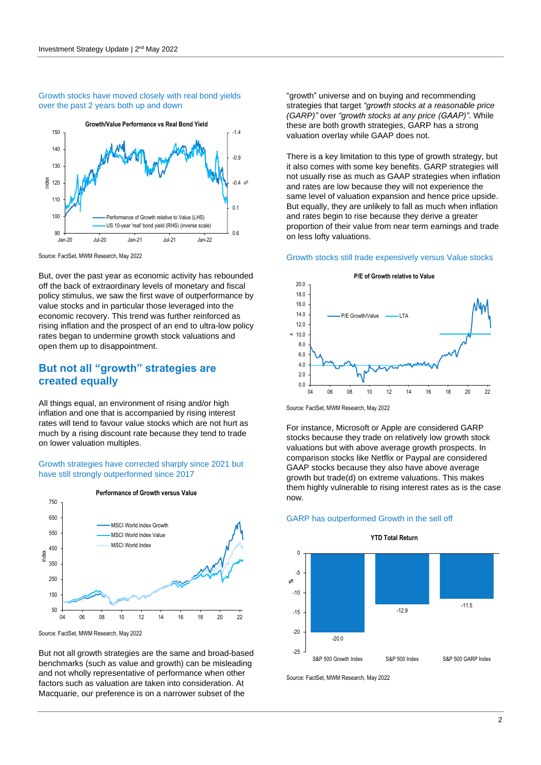Growth stocks have moved closely with real bond yields over the past 2 years both up and down

Source: FactSet, MWM Research, May 2022

But, over the past year as economic activity has rebounded off the back of extraordinary levels of monetary and fiscal policy stimulus, we saw the first wave of outperformance by value stocks and in particular those leveraged into the economic recovery. This trend was further reinforced as rising inflation and the prospect of an end to ultra-low policy rates began to undermine growth stock valuations and open them up to disappointment.

## But not all “growth” strategies are created equally

All things equal, an environment of rising and/or high inflation and one that is accompanied by rising interest rates will tend to favour value stocks which are not hurt as much by a rising discount rate because they tend to trade on lower valuation multiples.

Growth strategies have corrected sharply since 2021 but have still strongly outperformed since 2017

Source: FactSet, MWM Research, May 2022

But not all growth strategies are the same and broad-based benchmarks (such as value and growth) can be misleading and not wholly representative of performance when other factors such as valuation are taken into consideration. At Macquarie, our preference is on a narrower subset of the “growth” universe and on buying and recommending strategies that target *“growth stocks at a reasonable price (GARP)”* over *“growth stocks at any price (GAAP)”*. While these are both growth strategies, GARP has a strong valuation overlay while GAAP does not.

There is a key limitation to this type of growth strategy, but it also comes with some key benefits. GARP strategies will not usually rise as much as GAAP strategies when inflation and rates are low because they will not experience the same level of valuation expansion and hence price upside. But equally, they are unlikely to fall as much when inflation and rates begin to rise because they derive a greater proportion of their value from near term earnings and trade on less lofty valuations.

Growth stocks still trade expensively versus Value stocks

Source: FactSet, MWM Research, May 2022

For instance, Microsoft or Apple are considered GARP stocks because they trade on relatively low growth stock valuations but with above average growth prospects. In comparison stocks like Netflix or Paypal are considered GAAP stocks because they also have above average growth but trade(d) on extreme valuations. This makes them highly vulnerable to rising interest rates as is the case now.

GARP has outperformed Growth in the sell off

Source: FactSet, MWM Research, May 2022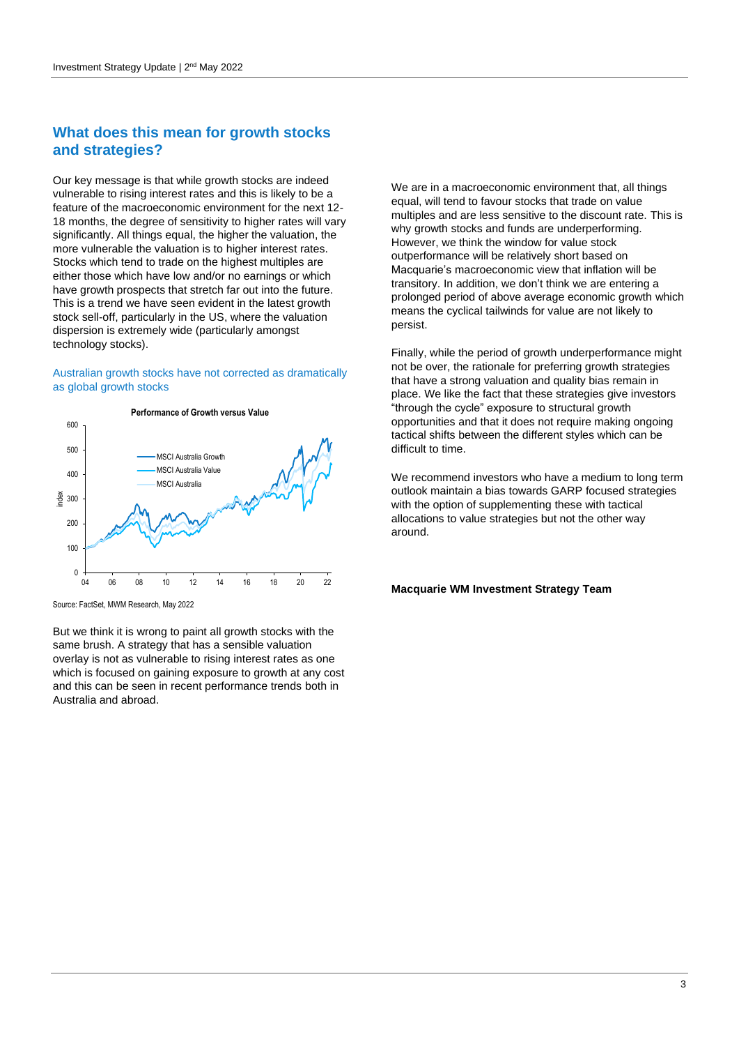## What does this mean for growth stocks and strategies?

Our key message is that while growth stocks are indeed vulnerable to rising interest rates and this is likely to be a feature of the macroeconomic environment for the next 12-18 months, the degree of sensitivity to higher rates will vary significantly. All things equal, the higher the valuation, the more vulnerable the valuation is to higher interest rates. Stocks which tend to trade on the highest multiples are either those which have low and/or no earnings or which have growth prospects that stretch far out into the future. This is a trend we have seen evident in the latest growth stock sell-off, particularly in the US, where the valuation dispersion is extremely wide (particularly amongst technology stocks).

Australian growth stocks have not corrected as dramatically as global growth stocks

**Performance of Growth versus Value**

Source: FactSet, MWM Research, May 2022

But we think it is wrong to paint all growth stocks with the same brush. A strategy that has a sensible valuation overlay is not as vulnerable to rising interest rates as one which is focused on gaining exposure to growth at any cost and this can be seen in recent performance trends both in Australia and abroad.

We are in a macroeconomic environment that, all things equal, will tend to favour stocks that trade on value multiples and are less sensitive to the discount rate. This is why growth stocks and funds are underperforming. However, we think the window for value stock outperformance will be relatively short based on Macquarie's macroeconomic view that inflation will be transitory. In addition, we don't think we are entering a prolonged period of above average economic growth which means the cyclical tailwinds for value are not likely to persist.

Finally, while the period of growth underperformance might not be over, the rationale for preferring growth strategies that have a strong valuation and quality bias remain in place. We like the fact that these strategies give investors "through the cycle" exposure to structural growth opportunities and that it does not require making ongoing tactical shifts between the different styles which can be difficult to time.

We recommend investors who have a medium to long term outlook maintain a bias towards GARP focused strategies with the option of supplementing these with tactical allocations to value strategies but not the other way around.

**Macquarie WM Investment Strategy Team**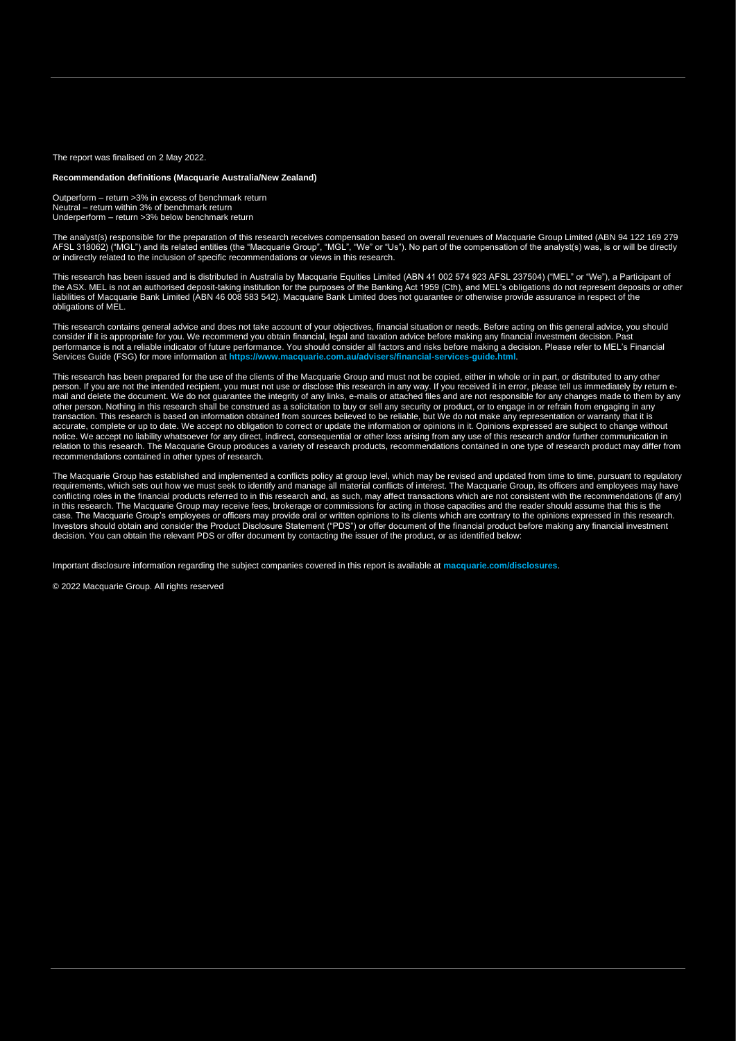The report was finalised on 2 May 2022.

**Recommendation definitions (Macquarie Australia/New Zealand)**

Outperform – return >3% in excess of benchmark return
Neutral – return within 3% of benchmark return
Underperform – return >3% below benchmark return

The analyst(s) responsible for the preparation of this research receives compensation based on overall revenues of Macquarie Group Limited (ABN 94 122 169 279 AFSL 318062) ("MGL") and its related entities (the "Macquarie Group", "MGL", "We" or "Us"). No part of the compensation of the analyst(s) was, is or will be directly or indirectly related to the inclusion of specific recommendations or views in this research.

This research has been issued and is distributed in Australia by Macquarie Equities Limited (ABN 41 002 574 923 AFSL 237504) ("MEL" or "We"), a Participant of the ASX. MEL is not an authorised deposit-taking institution for the purposes of the Banking Act 1959 (Cth), and MEL's obligations do not represent deposits or other liabilities of Macquarie Bank Limited (ABN 46 008 583 542). Macquarie Bank Limited does not guarantee or otherwise provide assurance in respect of the obligations of MEL.

This research contains general advice and does not take account of your objectives, financial situation or needs. Before acting on this general advice, you should consider if it is appropriate for you. We recommend you obtain financial, legal and taxation advice before making any financial investment decision. Past performance is not a reliable indicator of future performance. You should consider all factors and risks before making a decision. Please refer to MEL's Financial Services Guide (FSG) for more information at **https://www.macquarie.com.au/advisers/financial-services-guide.html**.

This research has been prepared for the use of the clients of the Macquarie Group and must not be copied, either in whole or in part, or distributed to any other person. If you are not the intended recipient, you must not use or disclose this research in any way. If you received it in error, please tell us immediately by return e-mail and delete the document. We do not guarantee the integrity of any links, e-mails or attached files and are not responsible for any changes made to them by any other person. Nothing in this research shall be construed as a solicitation to buy or sell any security or product, or to engage in or refrain from engaging in any transaction. This research is based on information obtained from sources believed to be reliable, but We do not make any representation or warranty that it is accurate, complete or up to date. We accept no obligation to correct or update the information or opinions in it. Opinions expressed are subject to change without notice. We accept no liability whatsoever for any direct, indirect, consequential or other loss arising from any use of this research and/or further communication in relation to this research. The Macquarie Group produces a variety of research products, recommendations contained in one type of research product may differ from recommendations contained in other types of research.

The Macquarie Group has established and implemented a conflicts policy at group level, which may be revised and updated from time to time, pursuant to regulatory requirements, which sets out how we must seek to identify and manage all material conflicts of interest. The Macquarie Group, its officers and employees may have conflicting roles in the financial products referred to in this research and, as such, may affect transactions which are not consistent with the recommendations (if any) in this research. The Macquarie Group may receive fees, brokerage or commissions for acting in those capacities and the reader should assume that this is the case. The Macquarie Group's employees or officers may provide oral or written opinions to its clients which are contrary to the opinions expressed in this research. Investors should obtain and consider the Product Disclosure Statement ("PDS") or offer document of the financial product before making any financial investment decision. You can obtain the relevant PDS or offer document by contacting the issuer of the product, or as identified below:

Important disclosure information regarding the subject companies covered in this report is available at **macquarie.com/disclosures**.

© 2022 Macquarie Group. All rights reserved